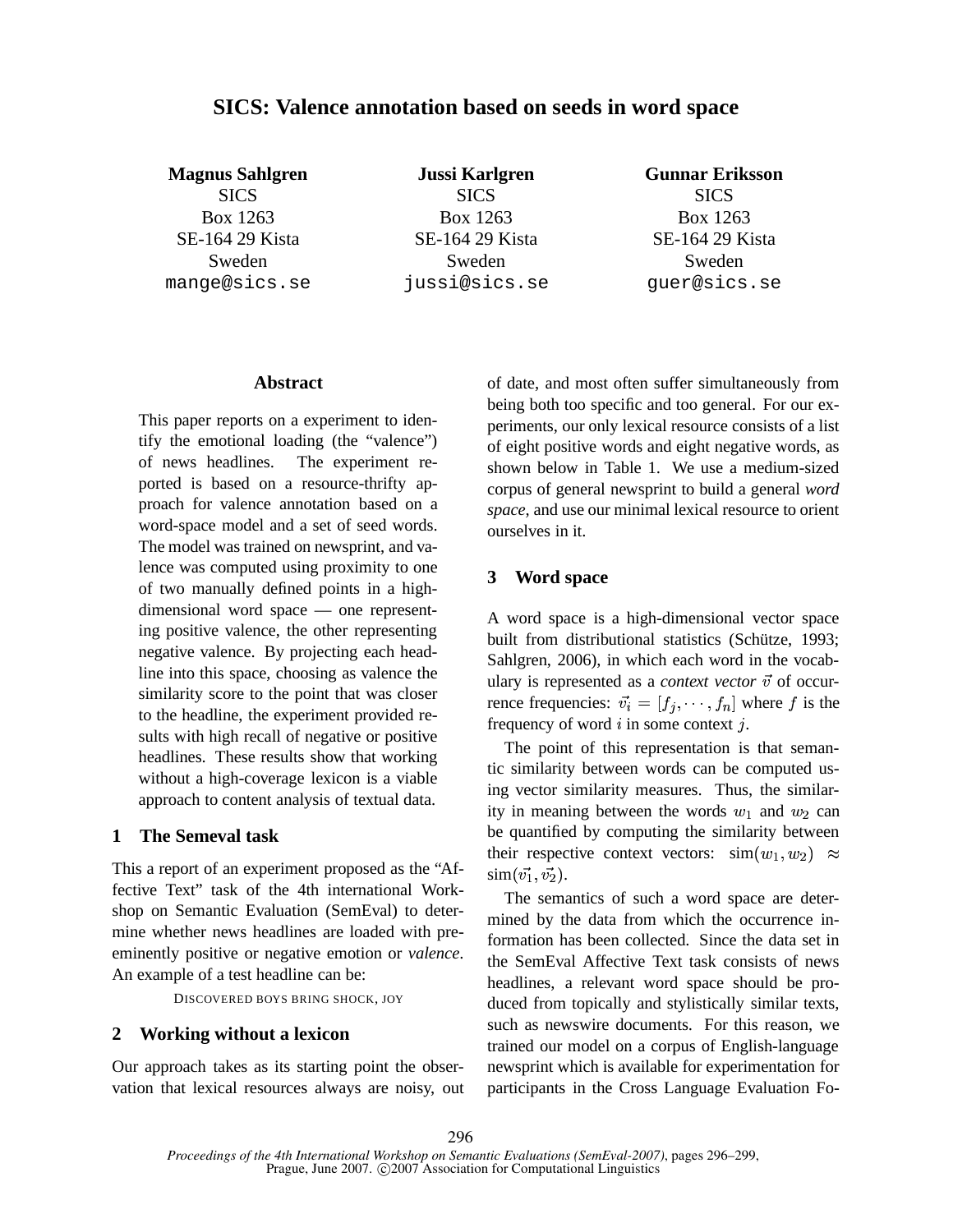# SICS: Valence annotation based on seeds in word space

**Magnus Sahlgren**
SICS
Box 1263
SE-164 29 Kista
Sweden
mange@sics.se

**Jussi Karlgren**
SICS
Box 1263
SE-164 29 Kista
Sweden
jussi@sics.se

**Gunnar Eriksson**
SICS
Box 1263
SE-164 29 Kista
Sweden
guer@sics.se

## Abstract

This paper reports on a experiment to identify the emotional loading (the "valence") of news headlines. The experiment reported is based on a resource-thrifty approach for valence annotation based on a word-space model and a set of seed words. The model was trained on newsprint, and valence was computed using proximity to one of two manually defined points in a high-dimensional word space — one representing positive valence, the other representing negative valence. By projecting each headline into this space, choosing as valence the similarity score to the point that was closer to the headline, the experiment provided results with high recall of negative or positive headlines. These results show that working without a high-coverage lexicon is a viable approach to content analysis of textual data.

## 1 The Semeval task

This a report of an experiment proposed as the "Affective Text" task of the 4th international Workshop on Semantic Evaluation (SemEval) to determine whether news headlines are loaded with preeminently positive or negative emotion or *valence*. An example of a test headline can be:

DISCOVERED BOYS BRING SHOCK, JOY

## 2 Working without a lexicon

Our approach takes as its starting point the observation that lexical resources always are noisy, out of date, and most often suffer simultaneously from being both too specific and too general. For our experiments, our only lexical resource consists of a list of eight positive words and eight negative words, as shown below in Table 1. We use a medium-sized corpus of general newsprint to build a general *word space*, and use our minimal lexical resource to orient ourselves in it.

## 3 Word space

A word space is a high-dimensional vector space built from distributional statistics (Schütze, 1993; Sahlgren, 2006), in which each word in the vocabulary is represented as a *context vector* $\vec{v}$ of occurrence frequencies: $\vec{v_i} = [f_j, \cdots, f_n]$ where $f$ is the frequency of word $i$ in some context $j$.

The point of this representation is that semantic similarity between words can be computed using vector similarity measures. Thus, the similarity in meaning between the words $w_1$ and $w_2$ can be quantified by computing the similarity between their respective context vectors: $\text{sim}(w_1, w_2) \approx \text{sim}(\vec{v_1}, \vec{v_2})$.

The semantics of such a word space are determined by the data from which the occurrence information has been collected. Since the data set in the SemEval Affective Text task consists of news headlines, a relevant word space should be produced from topically and stylistically similar texts, such as newswire documents. For this reason, we trained our model on a corpus of English-language newsprint which is available for experimentation for participants in the Cross Language Evaluation Fo-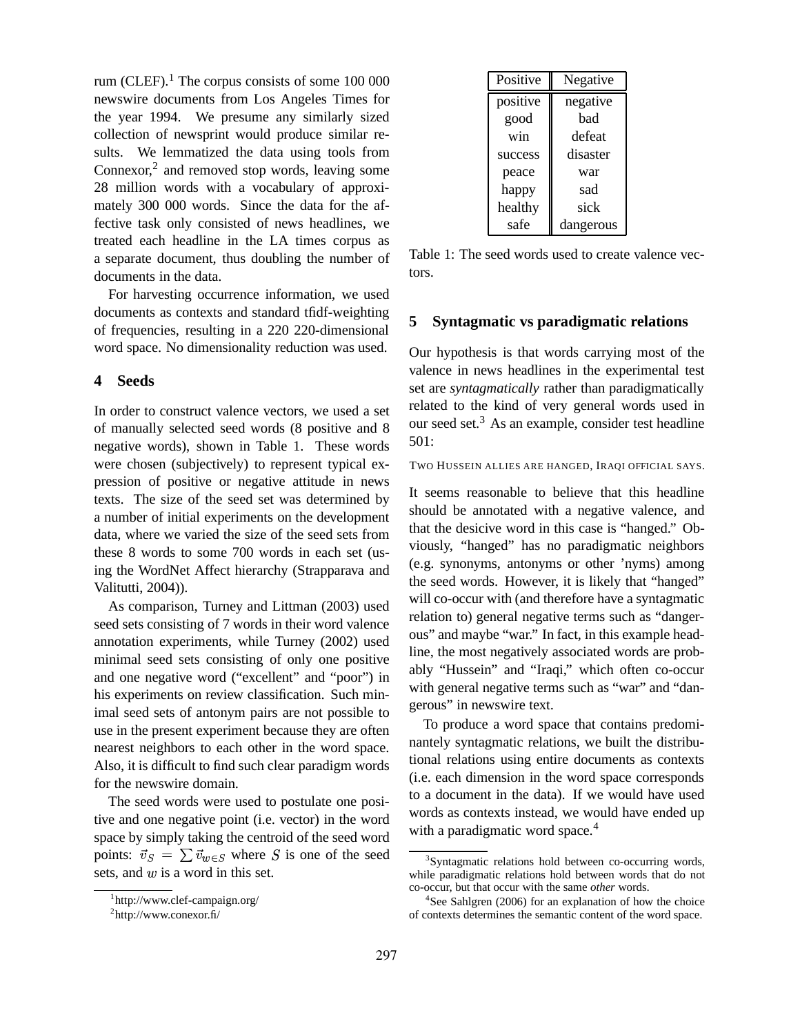rum (CLEF).[1] The corpus consists of some 100 000 newswire documents from Los Angeles Times for the year 1994. We presume any similarly sized collection of newsprint would produce similar results. We lemmatized the data using tools from Connexor,[2] and removed stop words, leaving some 28 million words with a vocabulary of approximately 300 000 words. Since the data for the affective task only consisted of news headlines, we treated each headline in the LA times corpus as a separate document, thus doubling the number of documents in the data.

For harvesting occurrence information, we used documents as contexts and standard tfidf-weighting of frequencies, resulting in a 220 220-dimensional word space. No dimensionality reduction was used.

## 4 Seeds

In order to construct valence vectors, we used a set of manually selected seed words (8 positive and 8 negative words), shown in Table 1. These words were chosen (subjectively) to represent typical expression of positive or negative attitude in news texts. The size of the seed set was determined by a number of initial experiments on the development data, where we varied the size of the seed sets from these 8 words to some 700 words in each set (using the WordNet Affect hierarchy (Strapparava and Valitutti, 2004)).

As comparison, Turney and Littman (2003) used seed sets consisting of 7 words in their word valence annotation experiments, while Turney (2002) used minimal seed sets consisting of only one positive and one negative word ("excellent" and "poor") in his experiments on review classification. Such minimal seed sets of antonym pairs are not possible to use in the present experiment because they are often nearest neighbors to each other in the word space. Also, it is difficult to find such clear paradigm words for the newswire domain.

The seed words were used to postulate one positive and one negative point (i.e. vector) in the word space by simply taking the centroid of the seed word points: $\vec{v}_S = \sum \vec{v}_{w \in S}$ where $S$ is one of the seed sets, and $w$ is a word in this set.

[1] http://www.clef-campaign.org/

[2] http://www.conexor.fi/

| Positive | Negative |
|---|---|
| positive | negative |
| good | bad |
| win | defeat |
| success | disaster |
| peace | war |
| happy | sad |
| healthy | sick |
| safe | dangerous |

Table 1: The seed words used to create valence vectors.

## 5 Syntagmatic vs paradigmatic relations

Our hypothesis is that words carrying most of the valence in news headlines in the experimental test set are *syntagmatically* rather than paradigmatically related to the kind of very general words used in our seed set.[3] As an example, consider test headline 501:

TWO HUSSEIN ALLIES ARE HANGED, IRAQI OFFICIAL SAYS.

It seems reasonable to believe that this headline should be annotated with a negative valence, and that the desicive word in this case is "hanged." Obviously, "hanged" has no paradigmatic neighbors (e.g. synonyms, antonyms or other 'nyms) among the seed words. However, it is likely that "hanged" will co-occur with (and therefore have a syntagmatic relation to) general negative terms such as "dangerous" and maybe "war." In fact, in this example headline, the most negatively associated words are probably "Hussein" and "Iraqi," which often co-occur with general negative terms such as "war" and "dangerous" in newswire text.

To produce a word space that contains predominantely syntagmatic relations, we built the distributional relations using entire documents as contexts (i.e. each dimension in the word space corresponds to a document in the data). If we would have used words as contexts instead, we would have ended up with a paradigmatic word space.[4]

[3] Syntagmatic relations hold between co-occurring words, while paradigmatic relations hold between words that do not co-occur, but that occur with the same *other* words.

[4] See Sahlgren (2006) for an explanation of how the choice of contexts determines the semantic content of the word space.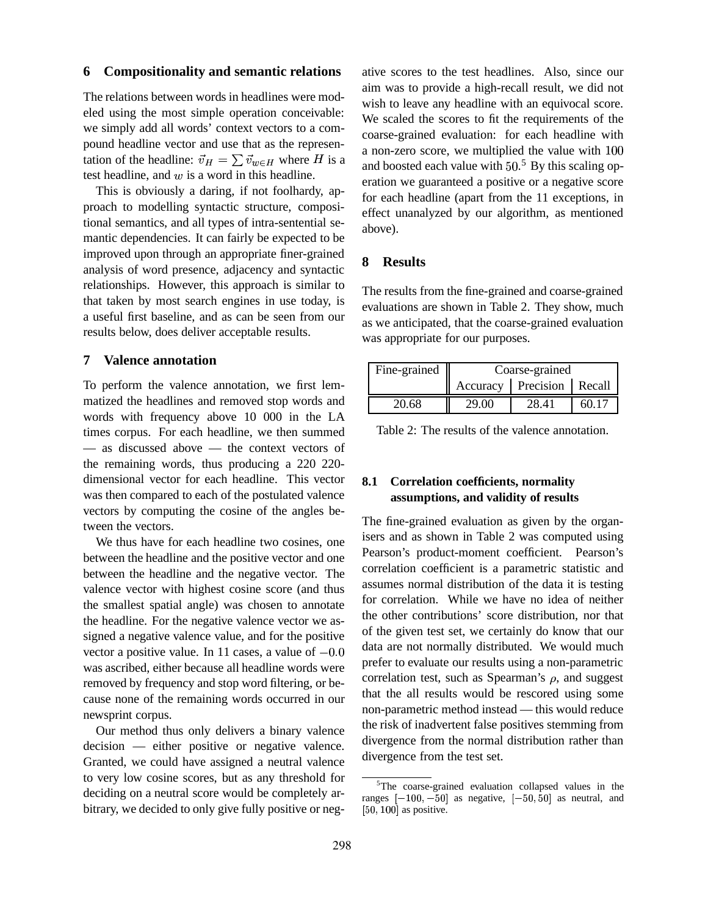## 6 Compositionality and semantic relations

The relations between words in headlines were modeled using the most simple operation conceivable: we simply add all words' context vectors to a compound headline vector and use that as the representation of the headline: $\vec{v}_H = \sum \vec{v}_{w \in H}$ where $H$ is a test headline, and $w$ is a word in this headline.

This is obviously a daring, if not foolhardy, approach to modelling syntactic structure, compositional semantics, and all types of intra-sentential semantic dependencies. It can fairly be expected to be improved upon through an appropriate finer-grained analysis of word presence, adjacency and syntactic relationships. However, this approach is similar to that taken by most search engines in use today, is a useful first baseline, and as can be seen from our results below, does deliver acceptable results.

## 7 Valence annotation

To perform the valence annotation, we first lemmatized the headlines and removed stop words and words with frequency above 10 000 in the LA times corpus. For each headline, we then summed — as discussed above — the context vectors of the remaining words, thus producing a 220 220-dimensional vector for each headline. This vector was then compared to each of the postulated valence vectors by computing the cosine of the angles between the vectors.

We thus have for each headline two cosines, one between the headline and the positive vector and one between the headline and the negative vector. The valence vector with highest cosine score (and thus the smallest spatial angle) was chosen to annotate the headline. For the negative valence vector we assigned a negative valence value, and for the positive vector a positive value. In 11 cases, a value of $-0.0$ was ascribed, either because all headline words were removed by frequency and stop word filtering, or because none of the remaining words occurred in our newsprint corpus.

Our method thus only delivers a binary valence decision — either positive or negative valence. Granted, we could have assigned a neutral valence to very low cosine scores, but as any threshold for deciding on a neutral score would be completely arbitrary, we decided to only give fully positive or negative scores to the test headlines. Also, since our aim was to provide a high-recall result, we did not wish to leave any headline with an equivocal score. We scaled the scores to fit the requirements of the coarse-grained evaluation: for each headline with a non-zero score, we multiplied the value with 100 and boosted each value with 50.[5] By this scaling operation we guaranteed a positive or a negative score for each headline (apart from the 11 exceptions, in effect unanalyzed by our algorithm, as mentioned above).

## 8 Results

The results from the fine-grained and coarse-grained evaluations are shown in Table 2. They show, much as we anticipated, that the coarse-grained evaluation was appropriate for our purposes.

| Fine-grained | Coarse-grained | | |
|---|---|---|---|
| | Accuracy | Precision | Recall |
| 20.68 | 29.00 | 28.41 | 60.17 |

Table 2: The results of the valence annotation.

### 8.1 Correlation coefficients, normality assumptions, and validity of results

The fine-grained evaluation as given by the organisers and as shown in Table 2 was computed using Pearson's product-moment coefficient. Pearson's correlation coefficient is a parametric statistic and assumes normal distribution of the data it is testing for correlation. While we have no idea of neither the other contributions' score distribution, nor that of the given test set, we certainly do know that our data are not normally distributed. We would much prefer to evaluate our results using a non-parametric correlation test, such as Spearman's $\rho$, and suggest that the all results would be rescored using some non-parametric method instead — this would reduce the risk of inadvertent false positives stemming from divergence from the normal distribution rather than divergence from the test set.

[5]The coarse-grained evaluation collapsed values in the ranges $[-100, -50]$ as negative, $[-50, 50]$ as neutral, and $[50, 100]$ as positive.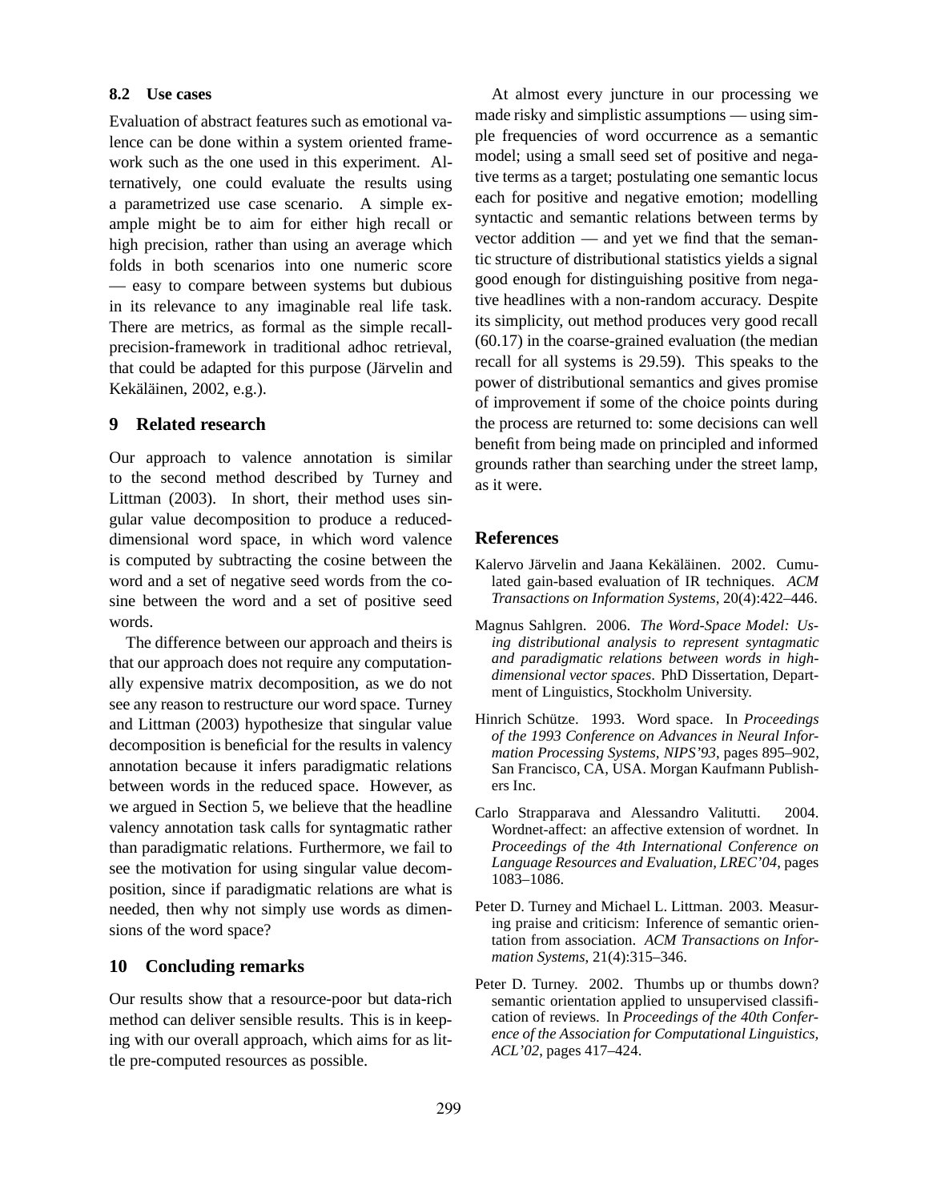### 8.2 Use cases

Evaluation of abstract features such as emotional valence can be done within a system oriented framework such as the one used in this experiment. Alternatively, one could evaluate the results using a parametrized use case scenario. A simple example might be to aim for either high recall or high precision, rather than using an average which folds in both scenarios into one numeric score — easy to compare between systems but dubious in its relevance to any imaginable real life task. There are metrics, as formal as the simple recall-precision-framework in traditional adhoc retrieval, that could be adapted for this purpose (Järvelin and Kekäläinen, 2002, e.g.).

## 9 Related research

Our approach to valence annotation is similar to the second method described by Turney and Littman (2003). In short, their method uses singular value decomposition to produce a reduced-dimensional word space, in which word valence is computed by subtracting the cosine between the word and a set of negative seed words from the cosine between the word and a set of positive seed words.

The difference between our approach and theirs is that our approach does not require any computationally expensive matrix decomposition, as we do not see any reason to restructure our word space. Turney and Littman (2003) hypothesize that singular value decomposition is beneficial for the results in valency annotation because it infers paradigmatic relations between words in the reduced space. However, as we argued in Section 5, we believe that the headline valency annotation task calls for syntagmatic rather than paradigmatic relations. Furthermore, we fail to see the motivation for using singular value decomposition, since if paradigmatic relations are what is needed, then why not simply use words as dimensions of the word space?

## 10 Concluding remarks

Our results show that a resource-poor but data-rich method can deliver sensible results. This is in keeping with our overall approach, which aims for as little pre-computed resources as possible.

At almost every juncture in our processing we made risky and simplistic assumptions — using simple frequencies of word occurrence as a semantic model; using a small seed set of positive and negative terms as a target; postulating one semantic locus each for positive and negative emotion; modelling syntactic and semantic relations between terms by vector addition — and yet we find that the semantic structure of distributional statistics yields a signal good enough for distinguishing positive from negative headlines with a non-random accuracy. Despite its simplicity, out method produces very good recall (60.17) in the coarse-grained evaluation (the median recall for all systems is 29.59). This speaks to the power of distributional semantics and gives promise of improvement if some of the choice points during the process are returned to: some decisions can well benefit from being made on principled and informed grounds rather than searching under the street lamp, as it were.

## References

Kalervo Järvelin and Jaana Kekäläinen. 2002. Cumulated gain-based evaluation of IR techniques. *ACM Transactions on Information Systems*, 20(4):422–446.

Magnus Sahlgren. 2006. *The Word-Space Model: Using distributional analysis to represent syntagmatic and paradigmatic relations between words in high-dimensional vector spaces*. PhD Dissertation, Department of Linguistics, Stockholm University.

Hinrich Schütze. 1993. Word space. In *Proceedings of the 1993 Conference on Advances in Neural Information Processing Systems, NIPS'93*, pages 895–902, San Francisco, CA, USA. Morgan Kaufmann Publishers Inc.

Carlo Strapparava and Alessandro Valitutti. 2004. Wordnet-affect: an affective extension of wordnet. In *Proceedings of the 4th International Conference on Language Resources and Evaluation, LREC'04*, pages 1083–1086.

Peter D. Turney and Michael L. Littman. 2003. Measuring praise and criticism: Inference of semantic orientation from association. *ACM Transactions on Information Systems*, 21(4):315–346.

Peter D. Turney. 2002. Thumbs up or thumbs down? semantic orientation applied to unsupervised classification of reviews. In *Proceedings of the 40th Conference of the Association for Computational Linguistics, ACL'02*, pages 417–424.